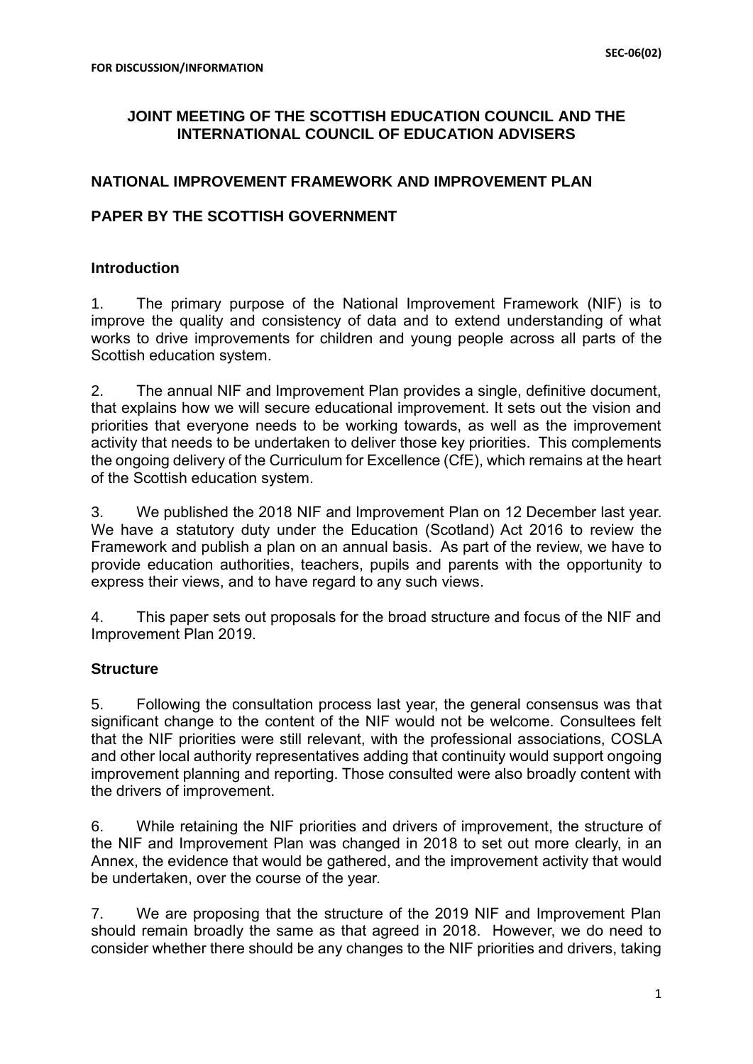**FOR DISCUSSION/INFORMATION**

**SEC-06(02)**

## JOINT MEETING OF THE SCOTTISH EDUCATION COUNCIL AND THE INTERNATIONAL COUNCIL OF EDUCATION ADVISERS

## NATIONAL IMPROVEMENT FRAMEWORK AND IMPROVEMENT PLAN

## PAPER BY THE SCOTTISH GOVERNMENT

### Introduction

1. The primary purpose of the National Improvement Framework (NIF) is to improve the quality and consistency of data and to extend understanding of what works to drive improvements for children and young people across all parts of the Scottish education system.

2. The annual NIF and Improvement Plan provides a single, definitive document, that explains how we will secure educational improvement. It sets out the vision and priorities that everyone needs to be working towards, as well as the improvement activity that needs to be undertaken to deliver those key priorities. This complements the ongoing delivery of the Curriculum for Excellence (CfE), which remains at the heart of the Scottish education system.

3. We published the 2018 NIF and Improvement Plan on 12 December last year. We have a statutory duty under the Education (Scotland) Act 2016 to review the Framework and publish a plan on an annual basis. As part of the review, we have to provide education authorities, teachers, pupils and parents with the opportunity to express their views, and to have regard to any such views.

4. This paper sets out proposals for the broad structure and focus of the NIF and Improvement Plan 2019.

### Structure

5. Following the consultation process last year, the general consensus was that significant change to the content of the NIF would not be welcome. Consultees felt that the NIF priorities were still relevant, with the professional associations, COSLA and other local authority representatives adding that continuity would support ongoing improvement planning and reporting. Those consulted were also broadly content with the drivers of improvement.

6. While retaining the NIF priorities and drivers of improvement, the structure of the NIF and Improvement Plan was changed in 2018 to set out more clearly, in an Annex, the evidence that would be gathered, and the improvement activity that would be undertaken, over the course of the year.

7. We are proposing that the structure of the 2019 NIF and Improvement Plan should remain broadly the same as that agreed in 2018. However, we do need to consider whether there should be any changes to the NIF priorities and drivers, taking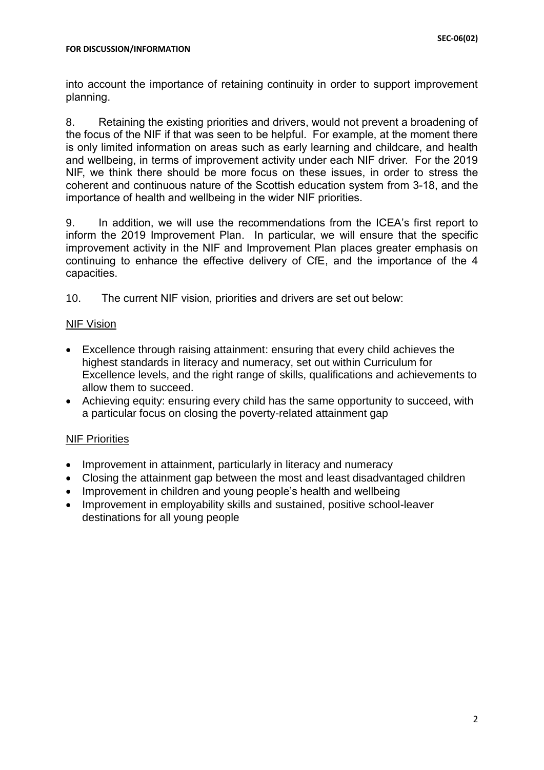into account the importance of retaining continuity in order to support improvement planning.

8. Retaining the existing priorities and drivers, would not prevent a broadening of the focus of the NIF if that was seen to be helpful. For example, at the moment there is only limited information on areas such as early learning and childcare, and health and wellbeing, in terms of improvement activity under each NIF driver. For the 2019 NIF, we think there should be more focus on these issues, in order to stress the coherent and continuous nature of the Scottish education system from 3-18, and the importance of health and wellbeing in the wider NIF priorities.

9. In addition, we will use the recommendations from the ICEA's first report to inform the 2019 Improvement Plan. In particular, we will ensure that the specific improvement activity in the NIF and Improvement Plan places greater emphasis on continuing to enhance the effective delivery of CfE, and the importance of the 4 capacities.

10. The current NIF vision, priorities and drivers are set out below:

<u>NIF Vision</u>

- Excellence through raising attainment: ensuring that every child achieves the highest standards in literacy and numeracy, set out within Curriculum for Excellence levels, and the right range of skills, qualifications and achievements to allow them to succeed.
- Achieving equity: ensuring every child has the same opportunity to succeed, with a particular focus on closing the poverty-related attainment gap

<u>NIF Priorities</u>

- Improvement in attainment, particularly in literacy and numeracy
- Closing the attainment gap between the most and least disadvantaged children
- Improvement in children and young people's health and wellbeing
- Improvement in employability skills and sustained, positive school-leaver destinations for all young people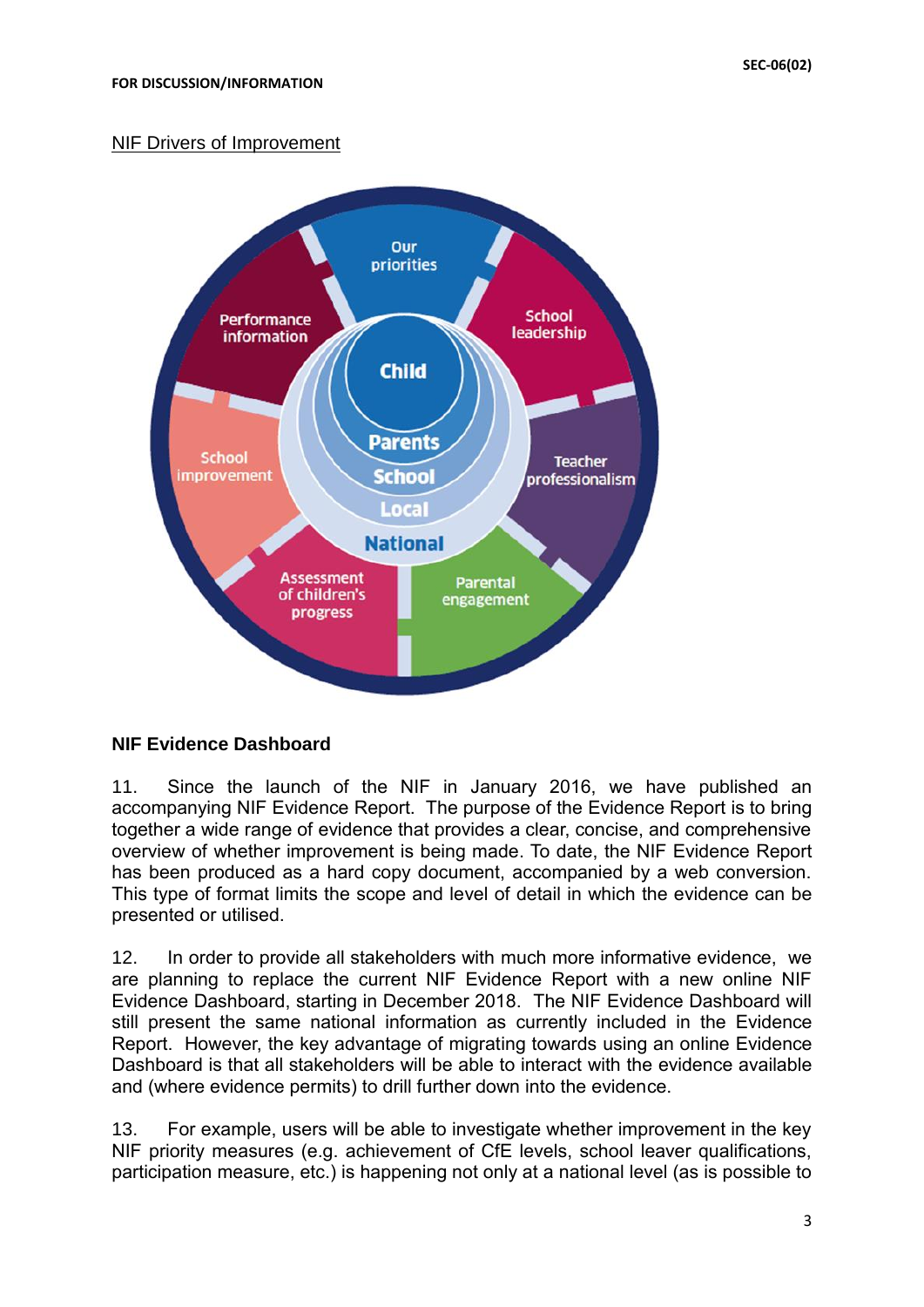**FOR DISCUSSION/INFORMATION**

NIF Drivers of Improvement

Our priorities

School leadership

Teacher professionalism

Parental engagement

Assessment of children's progress

School improvement

Performance information

Child

Parents

School

Local

National

## NIF Evidence Dashboard

11. Since the launch of the NIF in January 2016, we have published an accompanying NIF Evidence Report. The purpose of the Evidence Report is to bring together a wide range of evidence that provides a clear, concise, and comprehensive overview of whether improvement is being made. To date, the NIF Evidence Report has been produced as a hard copy document, accompanied by a web conversion. This type of format limits the scope and level of detail in which the evidence can be presented or utilised.

12. In order to provide all stakeholders with much more informative evidence, we are planning to replace the current NIF Evidence Report with a new online NIF Evidence Dashboard, starting in December 2018. The NIF Evidence Dashboard will still present the same national information as currently included in the Evidence Report. However, the key advantage of migrating towards using an online Evidence Dashboard is that all stakeholders will be able to interact with the evidence available and (where evidence permits) to drill further down into the evidence.

13. For example, users will be able to investigate whether improvement in the key NIF priority measures (e.g. achievement of CfE levels, school leaver qualifications, participation measure, etc.) is happening not only at a national level (as is possible to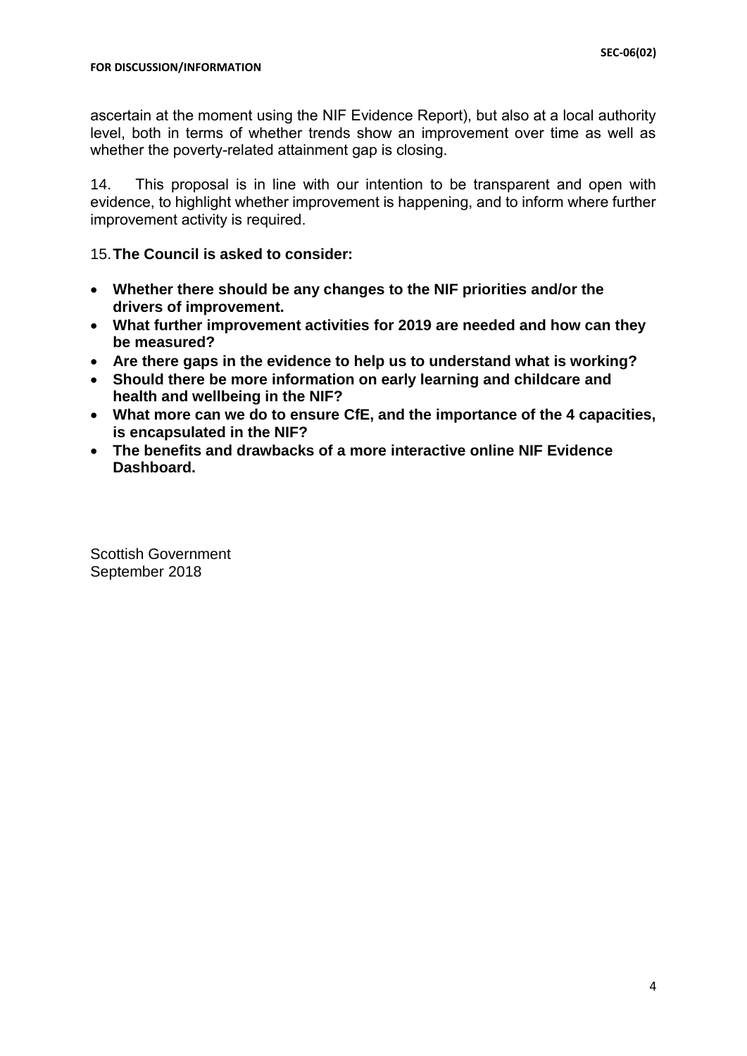ascertain at the moment using the NIF Evidence Report), but also at a local authority level, both in terms of whether trends show an improvement over time as well as whether the poverty-related attainment gap is closing.

14. This proposal is in line with our intention to be transparent and open with evidence, to highlight whether improvement is happening, and to inform where further improvement activity is required.

15. **The Council is asked to consider:**

- **Whether there should be any changes to the NIF priorities and/or the drivers of improvement.**
- **What further improvement activities for 2019 are needed and how can they be measured?**
- **Are there gaps in the evidence to help us to understand what is working?**
- **Should there be more information on early learning and childcare and health and wellbeing in the NIF?**
- **What more can we do to ensure CfE, and the importance of the 4 capacities, is encapsulated in the NIF?**
- **The benefits and drawbacks of a more interactive online NIF Evidence Dashboard.**

Scottish Government
September 2018